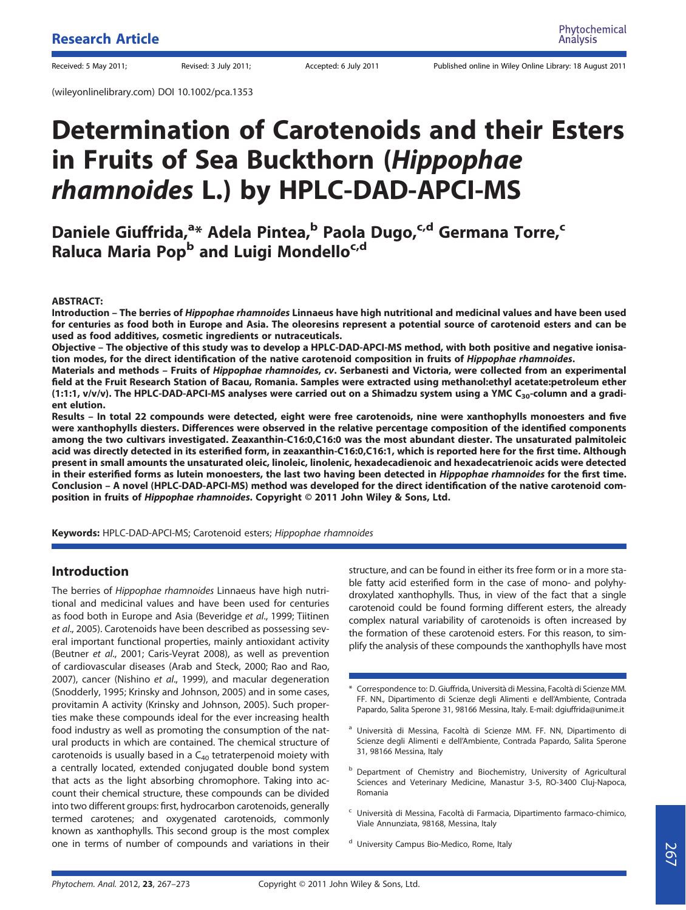Research Article

Received: 5 May 2011; Revised: 3 July 2011; Accepted: 6 July 2011 Published online in Wiley Online Library: 18 August 2011

(wileyonlinelibrary.com) DOI 10.1002/pca.1353

# Determination of Carotenoids and their Esters in Fruits of Sea Buckthorn (*Hippophae rhamnoides* L.) by HPLC-DAD-APCI-MS

**Daniele Giuffrida,[a]* Adela Pintea,[b] Paola Dugo,[c,d] Germana Torre,[c] Raluca Maria Pop[b] and Luigi Mondello[c,d]**

**ABSTRACT:**

**Introduction – The berries of *Hippophae rhamnoides* Linnaeus have high nutritional and medicinal values and have been used for centuries as food both in Europe and Asia. The oleoresins represent a potential source of carotenoid esters and can be used as food additives, cosmetic ingredients or nutraceuticals.**

**Objective – The objective of this study was to develop a HPLC-DAD-APCI-MS method, with both positive and negative ionisation modes, for the direct identification of the native carotenoid composition in fruits of *Hippophae rhamnoides*.**

**Materials and methods – Fruits of *Hippophae rhamnoides*, *cv*. Serbanesti and Victoria, were collected from an experimental field at the Fruit Research Station of Bacau, Romania. Samples were extracted using methanol:ethyl acetate:petroleum ether (1:1:1, v/v/v). The HPLC-DAD-APCI-MS analyses were carried out on a Shimadzu system using a YMC $C_{30}$-column and a gradient elution.**

**Results – In total 22 compounds were detected, eight were free carotenoids, nine were xanthophylls monoesters and five were xanthophylls diesters. Differences were observed in the relative percentage composition of the identified components among the two cultivars investigated. Zeaxanthin-C16:0,C16:0 was the most abundant diester. The unsaturated palmitoleic acid was directly detected in its esterified form, in zeaxanthin-C16:0,C16:1, which is reported here for the first time. Although present in small amounts the unsaturated oleic, linoleic, linolenic, hexadecadienoic and hexadecatrienoic acids were detected in their esterified forms as lutein monoesters, the last two having been detected in *Hippophae rhamnoides* for the first time.**

**Conclusion – A novel (HPLC-DAD-APCI-MS) method was developed for the direct identification of the native carotenoid composition in fruits of *Hippophae rhamnoides*. Copyright © 2011 John Wiley & Sons, Ltd.**

**Keywords:** HPLC-DAD-APCI-MS; Carotenoid esters; *Hippophae rhamnoides*

## Introduction

The berries of *Hippophae rhamnoides* Linnaeus have high nutritional and medicinal values and have been used for centuries as food both in Europe and Asia (Beveridge *et al*., 1999; Tiitinen *et al*., 2005). Carotenoids have been described as possessing several important functional properties, mainly antioxidant activity (Beutner *et al*., 2001; Caris-Veyrat 2008), as well as prevention of cardiovascular diseases (Arab and Steck, 2000; Rao and Rao, 2007), cancer (Nishino *et al*., 1999), and macular degeneration (Snodderly, 1995; Krinsky and Johnson, 2005) and in some cases, provitamin A activity (Krinsky and Johnson, 2005). Such properties make these compounds ideal for the ever increasing health food industry as well as promoting the consumption of the natural products in which are contained. The chemical structure of carotenoids is usually based in a $C_{40}$ tetraterpenoid moiety with a centrally located, extended conjugated double bond system that acts as the light absorbing chromophore. Taking into account their chemical structure, these compounds can be divided into two different groups: first, hydrocarbon carotenoids, generally termed carotenes; and oxygenated carotenoids, commonly known as xanthophylls. This second group is the most complex one in terms of number of compounds and variations in their structure, and can be found in either its free form or in a more stable fatty acid esterified form in the case of mono- and polyhydroxylated xanthophylls. Thus, in view of the fact that a single carotenoid could be found forming different esters, the already complex natural variability of carotenoids is often increased by the formation of these carotenoid esters. For this reason, to simplify the analysis of these compounds the xanthophylls have most

\* Correspondence to: D. Giuffrida, Università di Messina, Facoltà di Scienze MM. FF. NN., Dipartimento di Scienze degli Alimenti e dell'Ambiente, Contrada Papardo, Salita Sperone 31, 98166 Messina, Italy. E-mail: dgiuffrida@unime.it

[a] Università di Messina, Facoltà di Scienze MM. FF. NN, Dipartimento di Scienze degli Alimenti e dell'Ambiente, Contrada Papardo, Salita Sperone 31, 98166 Messina, Italy

[b] Department of Chemistry and Biochemistry, University of Agricultural Sciences and Veterinary Medicine, Manastur 3-5, RO-3400 Cluj-Napoca, Romania

[c] Università di Messina, Facoltà di Farmacia, Dipartimento farmaco-chimico, Viale Annunziata, 98168, Messina, Italy

[d] University Campus Bio-Medico, Rome, Italy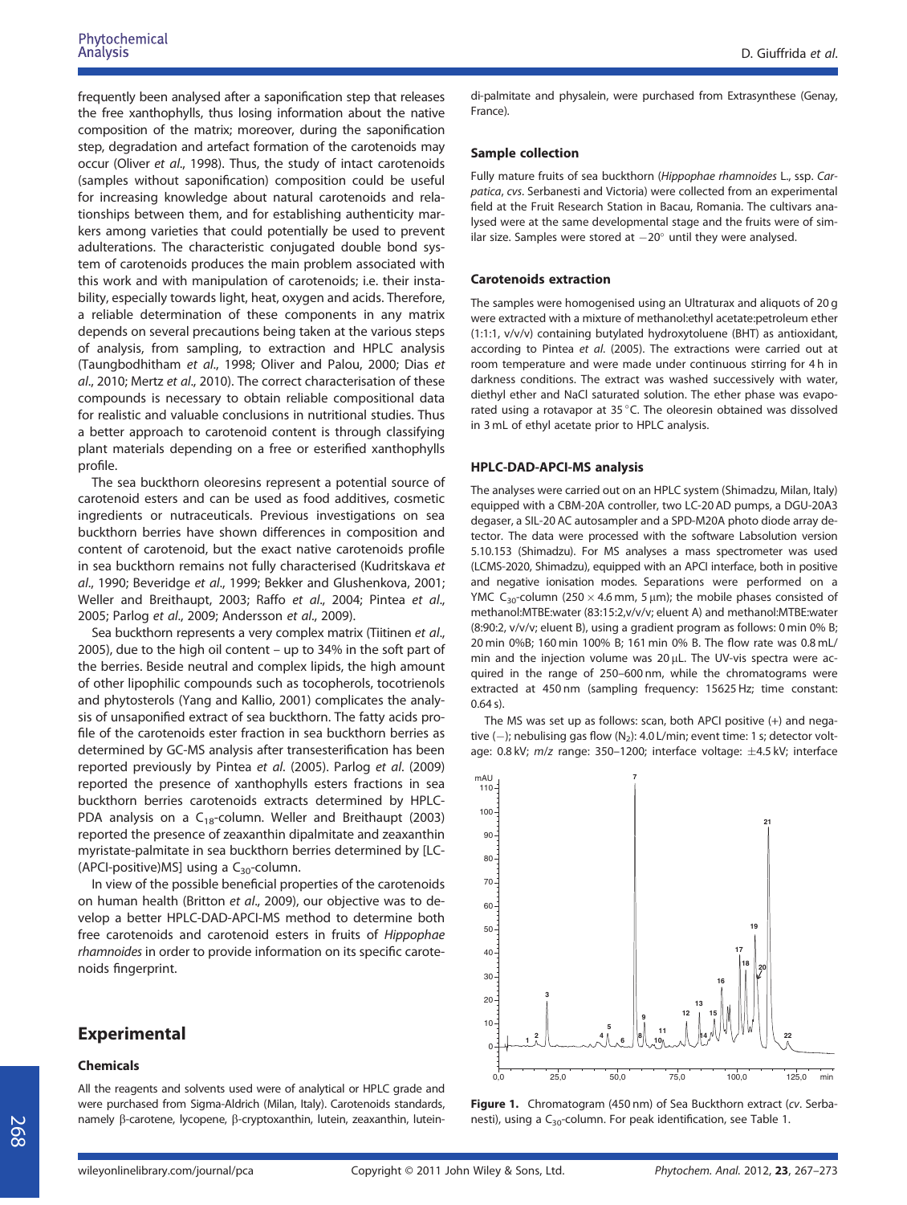frequently been analysed after a saponification step that releases the free xanthophylls, thus losing information about the native composition of the matrix; moreover, during the saponification step, degradation and artefact formation of the carotenoids may occur (Oliver *et al*., 1998). Thus, the study of intact carotenoids (samples without saponification) composition could be useful for increasing knowledge about natural carotenoids and relationships between them, and for establishing authenticity markers among varieties that could potentially be used to prevent adulterations. The characteristic conjugated double bond system of carotenoids produces the main problem associated with this work and with manipulation of carotenoids; i.e. their instability, especially towards light, heat, oxygen and acids. Therefore, a reliable determination of these components in any matrix depends on several precautions being taken at the various steps of analysis, from sampling, to extraction and HPLC analysis (Taungbodhitham *et al*., 1998; Oliver and Palou, 2000; Dias *et al*., 2010; Mertz *et al*., 2010). The correct characterisation of these compounds is necessary to obtain reliable compositional data for realistic and valuable conclusions in nutritional studies. Thus a better approach to carotenoid content is through classifying plant materials depending on a free or esterified xanthophylls profile.

The sea buckthorn oleoresins represent a potential source of carotenoid esters and can be used as food additives, cosmetic ingredients or nutraceuticals. Previous investigations on sea buckthorn berries have shown differences in composition and content of carotenoid, but the exact native carotenoids profile in sea buckthorn remains not fully characterised (Kudritskava *et al*., 1990; Beveridge *et al*., 1999; Bekker and Glushenkova, 2001; Weller and Breithaupt, 2003; Raffo *et al*., 2004; Pintea *et al*., 2005; Parlog *et al*., 2009; Andersson *et al*., 2009).

Sea buckthorn represents a very complex matrix (Tiitinen *et al*., 2005), due to the high oil content – up to 34% in the soft part of the berries. Beside neutral and complex lipids, the high amount of other lipophilic compounds such as tocopherols, tocotrienols and phytosterols (Yang and Kallio, 2001) complicates the analysis of unsaponified extract of sea buckthorn. The fatty acids profile of the carotenoids ester fraction in sea buckthorn berries as determined by GC-MS analysis after transesterification has been reported previously by Pintea *et al*. (2005). Parlog *et al*. (2009) reported the presence of xanthophylls esters fractions in sea buckthorn berries carotenoids extracts determined by HPLC-PDA analysis on a $C_{18}$-column. Weller and Breithaupt (2003) reported the presence of zeaxanthin dipalmitate and zeaxanthin myristate-palmitate in sea buckthorn berries determined by [LC-(APCI-positive)MS] using a $C_{30}$-column.

In view of the possible beneficial properties of the carotenoids on human health (Britton *et al*., 2009), our objective was to develop a better HPLC-DAD-APCI-MS method to determine both free carotenoids and carotenoid esters in fruits of *Hippophae rhamnoides* in order to provide information on its specific carotenoids fingerprint.

## Experimental

### Chemicals

All the reagents and solvents used were of analytical or HPLC grade and were purchased from Sigma-Aldrich (Milan, Italy). Carotenoids standards, namely β-carotene, lycopene, β-cryptoxanthin, lutein, zeaxanthin, lutein-di-palmitate and physalein, were purchased from Extrasynthese (Genay, France).

### Sample collection

Fully mature fruits of sea buckthorn (*Hippophae rhamnoides* L., ssp. *Carpatica*, *cvs*. Serbanesti and Victoria) were collected from an experimental field at the Fruit Research Station in Bacau, Romania. The cultivars analysed were at the same developmental stage and the fruits were of similar size. Samples were stored at −20° until they were analysed.

### Carotenoids extraction

The samples were homogenised using an Ultraturax and aliquots of 20 g were extracted with a mixture of methanol:ethyl acetate:petroleum ether (1:1:1, v/v/v) containing butylated hydroxytoluene (BHT) as antioxidant, according to Pintea *et al*. (2005). The extractions were carried out at room temperature and were made under continuous stirring for 4 h in darkness conditions. The extract was washed successively with water, diethyl ether and NaCl saturated solution. The ether phase was evaporated using a rotavapor at 35 °C. The oleoresin obtained was dissolved in 3 mL of ethyl acetate prior to HPLC analysis.

### HPLC-DAD-APCI-MS analysis

The analyses were carried out on an HPLC system (Shimadzu, Milan, Italy) equipped with a CBM-20A controller, two LC-20 AD pumps, a DGU-20A3 degaser, a SIL-20 AC autosampler and a SPD-M20A photo diode array detector. The data were processed with the software Labsolution version 5.10.153 (Shimadzu). For MS analyses a mass spectrometer was used (LCMS-2020, Shimadzu), equipped with an APCI interface, both in positive and negative ionisation modes. Separations were performed on a YMC $C_{30}$-column (250 × 4.6 mm, 5 μm); the mobile phases consisted of methanol:MTBE:water (83:15:2,v/v/v; eluent A) and methanol:MTBE:water (8:90:2, v/v/v; eluent B), using a gradient program as follows: 0 min 0% B; 20 min 0%B; 160 min 100% B; 161 min 0% B. The flow rate was 0.8 mL/min and the injection volume was 20 μL. The UV-vis spectra were acquired in the range of 250–600 nm, while the chromatograms were extracted at 450 nm (sampling frequency: 15625 Hz; time constant: 0.64 s).

The MS was set up as follows: scan, both APCI positive (+) and negative (−); nebulising gas flow ($N_2$): 4.0 L/min; event time: 1 s; detector voltage: 0.8 kV; $m/z$ range: 350–1200; interface voltage: ±4.5 kV; interface

**Figure 1.** Chromatogram (450 nm) of Sea Buckthorn extract (*cv*. Serbanesti), using a $C_{30}$-column. For peak identification, see Table 1.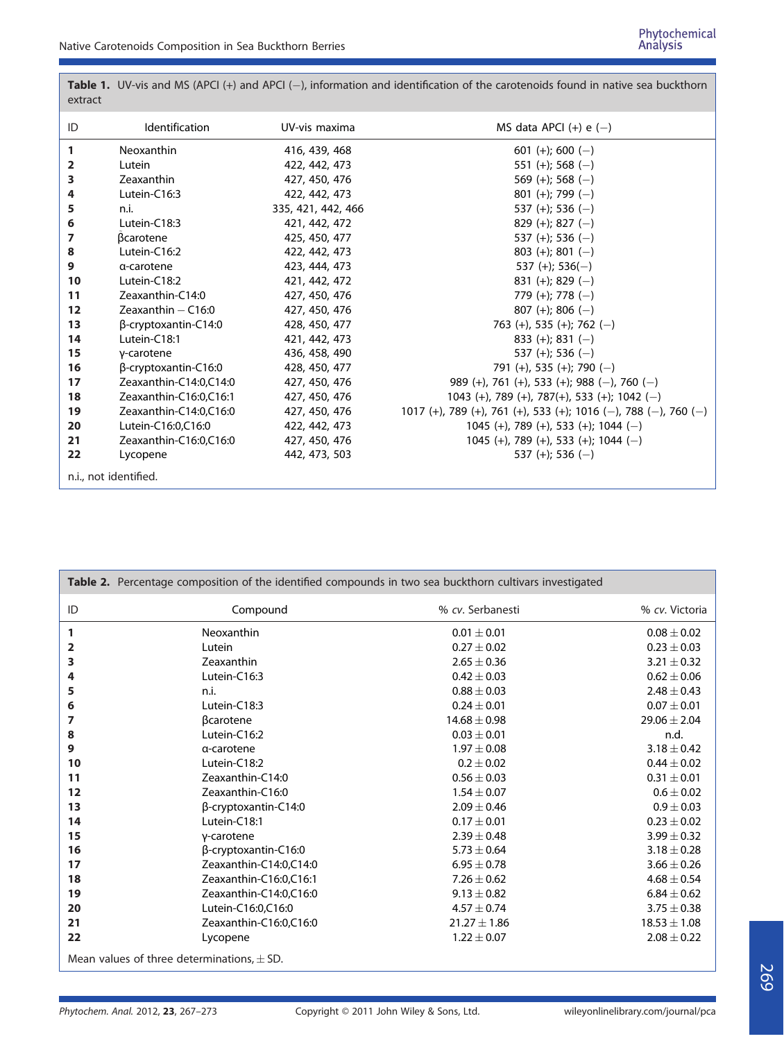**Table 1.** UV-vis and MS (APCI (+) and APCI (−), information and identification of the carotenoids found in native sea buckthorn extract

| ID | Identification | UV-vis maxima | MS data APCI (+) e (−) |
|---|---|---|---|
| **1** | Neoxanthin | 416, 439, 468 | 601 (+); 600 (−) |
| **2** | Lutein | 422, 442, 473 | 551 (+); 568 (−) |
| **3** | Zeaxanthin | 427, 450, 476 | 569 (+); 568 (−) |
| **4** | Lutein-C16:3 | 422, 442, 473 | 801 (+); 799 (−) |
| **5** | n.i. | 335, 421, 442, 466 | 537 (+); 536 (−) |
| **6** | Lutein-C18:3 | 421, 442, 472 | 829 (+); 827 (−) |
| **7** | βcarotene | 425, 450, 477 | 537 (+); 536 (−) |
| **8** | Lutein-C16:2 | 422, 442, 473 | 803 (+); 801 (−) |
| **9** | α-carotene | 423, 444, 473 | 537 (+); 536(−) |
| **10** | Lutein-C18:2 | 421, 442, 472 | 831 (+); 829 (−) |
| **11** | Zeaxanthin-C14:0 | 427, 450, 476 | 779 (+); 778 (−) |
| **12** | Zeaxanthin − C16:0 | 427, 450, 476 | 807 (+); 806 (−) |
| **13** | β-cryptoxantin-C14:0 | 428, 450, 477 | 763 (+), 535 (+); 762 (−) |
| **14** | Lutein-C18:1 | 421, 442, 473 | 833 (+); 831 (−) |
| **15** | γ-carotene | 436, 458, 490 | 537 (+); 536 (−) |
| **16** | β-cryptoxantin-C16:0 | 428, 450, 477 | 791 (+), 535 (+); 790 (−) |
| **17** | Zeaxanthin-C14:0,C14:0 | 427, 450, 476 | 989 (+), 761 (+), 533 (+); 988 (−), 760 (−) |
| **18** | Zeaxanthin-C16:0,C16:1 | 427, 450, 476 | 1043 (+), 789 (+), 787(+), 533 (+); 1042 (−) |
| **19** | Zeaxanthin-C14:0,C16:0 | 427, 450, 476 | 1017 (+), 789 (+), 761 (+), 533 (+); 1016 (−), 788 (−), 760 (−) |
| **20** | Lutein-C16:0,C16:0 | 422, 442, 473 | 1045 (+), 789 (+), 533 (+); 1044 (−) |
| **21** | Zeaxanthin-C16:0,C16:0 | 427, 450, 476 | 1045 (+), 789 (+), 533 (+); 1044 (−) |
| **22** | Lycopene | 442, 473, 503 | 537 (+); 536 (−) |

n.i., not identified.

**Table 2.** Percentage composition of the identified compounds in two sea buckthorn cultivars investigated

| ID | Compound | % *cv.* Serbanesti | % *cv.* Victoria |
|---|---|---|---|
| **1** | Neoxanthin | $0.01 \pm 0.01$ | $0.08 \pm 0.02$ |
| **2** | Lutein | $0.27 \pm 0.02$ | $0.23 \pm 0.03$ |
| **3** | Zeaxanthin | $2.65 \pm 0.36$ | $3.21 \pm 0.32$ |
| **4** | Lutein-C16:3 | $0.42 \pm 0.03$ | $0.62 \pm 0.06$ |
| **5** | n.i. | $0.88 \pm 0.03$ | $2.48 \pm 0.43$ |
| **6** | Lutein-C18:3 | $0.24 \pm 0.01$ | $0.07 \pm 0.01$ |
| **7** | βcarotene | $14.68 \pm 0.98$ | $29.06 \pm 2.04$ |
| **8** | Lutein-C16:2 | $0.03 \pm 0.01$ | n.d. |
| **9** | α-carotene | $1.97 \pm 0.08$ | $3.18 \pm 0.42$ |
| **10** | Lutein-C18:2 | $0.2 \pm 0.02$ | $0.44 \pm 0.02$ |
| **11** | Zeaxanthin-C14:0 | $0.56 \pm 0.03$ | $0.31 \pm 0.01$ |
| **12** | Zeaxanthin-C16:0 | $1.54 \pm 0.07$ | $0.6 \pm 0.02$ |
| **13** | β-cryptoxantin-C14:0 | $2.09 \pm 0.46$ | $0.9 \pm 0.03$ |
| **14** | Lutein-C18:1 | $0.17 \pm 0.01$ | $0.23 \pm 0.02$ |
| **15** | γ-carotene | $2.39 \pm 0.48$ | $3.99 \pm 0.32$ |
| **16** | β-cryptoxantin-C16:0 | $5.73 \pm 0.64$ | $3.18 \pm 0.28$ |
| **17** | Zeaxanthin-C14:0,C14:0 | $6.95 \pm 0.78$ | $3.66 \pm 0.26$ |
| **18** | Zeaxanthin-C16:0,C16:1 | $7.26 \pm 0.62$ | $4.68 \pm 0.54$ |
| **19** | Zeaxanthin-C14:0,C16:0 | $9.13 \pm 0.82$ | $6.84 \pm 0.62$ |
| **20** | Lutein-C16:0,C16:0 | $4.57 \pm 0.74$ | $3.75 \pm 0.38$ |
| **21** | Zeaxanthin-C16:0,C16:0 | $21.27 \pm 1.86$ | $18.53 \pm 1.08$ |
| **22** | Lycopene | $1.22 \pm 0.07$ | $2.08 \pm 0.22$ |

Mean values of three determinations, $\pm$ SD.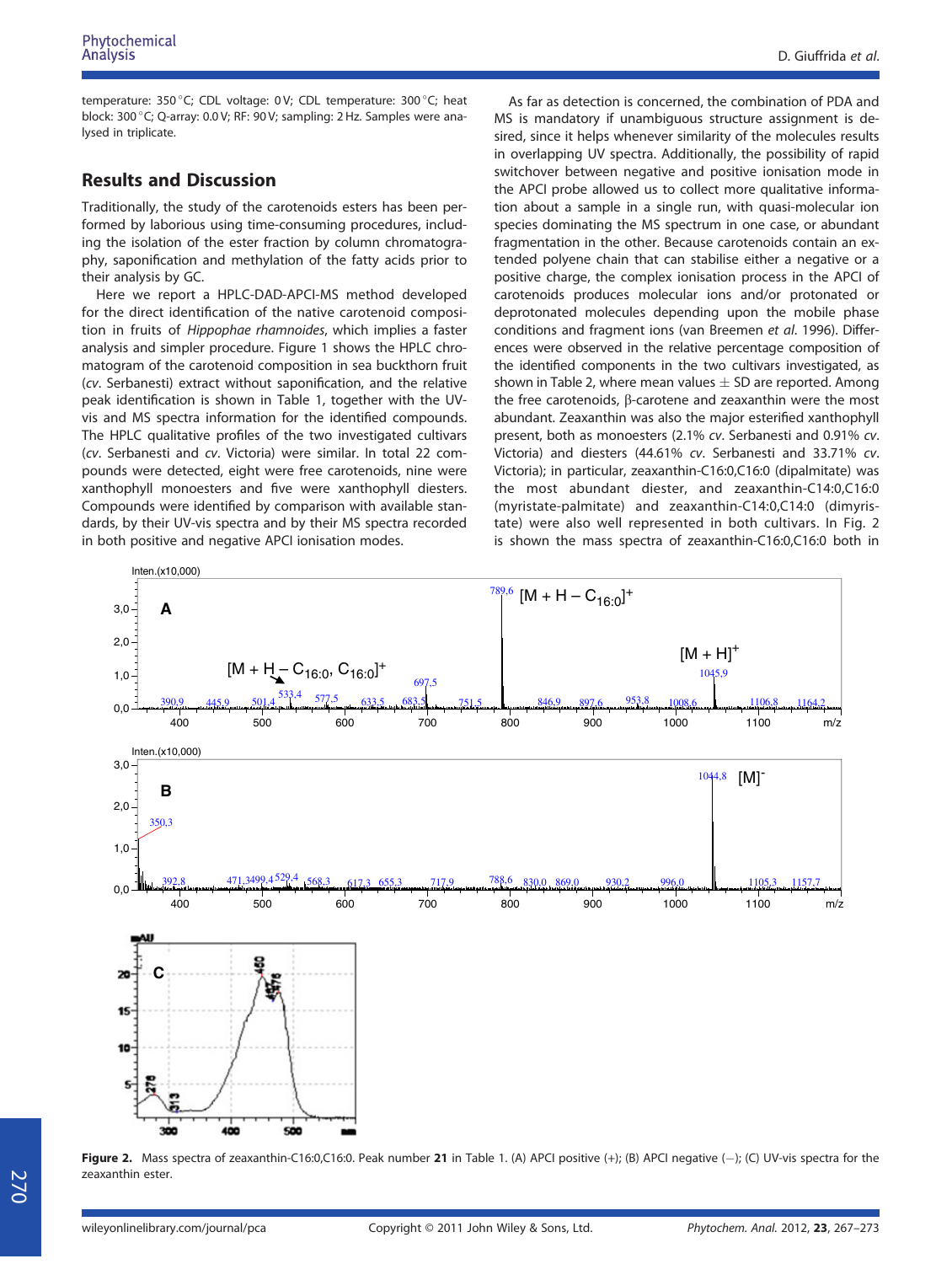temperature: 350 °C; CDL voltage: 0 V; CDL temperature: 300 °C; heat block: 300 °C; Q-array: 0.0 V; RF: 90 V; sampling: 2 Hz. Samples were analysed in triplicate.

## Results and Discussion

Traditionally, the study of the carotenoids esters has been performed by laborious using time-consuming procedures, including the isolation of the ester fraction by column chromatography, saponification and methylation of the fatty acids prior to their analysis by GC.

Here we report a HPLC-DAD-APCI-MS method developed for the direct identification of the native carotenoid composition in fruits of *Hippophae rhamnoides*, which implies a faster analysis and simpler procedure. Figure 1 shows the HPLC chromatogram of the carotenoid composition in sea buckthorn fruit (*cv*. Serbanesti) extract without saponification, and the relative peak identification is shown in Table 1, together with the UV-vis and MS spectra information for the identified compounds. The HPLC qualitative profiles of the two investigated cultivars (*cv*. Serbanesti and *cv*. Victoria) were similar. In total 22 compounds were detected, eight were free carotenoids, nine were xanthophyll monoesters and five were xanthophyll diesters. Compounds were identified by comparison with available standards, by their UV-vis spectra and by their MS spectra recorded in both positive and negative APCI ionisation modes.

As far as detection is concerned, the combination of PDA and MS is mandatory if unambiguous structure assignment is desired, since it helps whenever similarity of the molecules results in overlapping UV spectra. Additionally, the possibility of rapid switchover between negative and positive ionisation mode in the APCI probe allowed us to collect more qualitative information about a sample in a single run, with quasi-molecular ion species dominating the MS spectrum in one case, or abundant fragmentation in the other. Because carotenoids contain an extended polyene chain that can stabilise either a negative or a positive charge, the complex ionisation process in the APCI of carotenoids produces molecular ions and/or protonated or deprotonated molecules depending upon the mobile phase conditions and fragment ions (van Breemen *et al*. 1996). Differences were observed in the relative percentage composition of the identified components in the two cultivars investigated, as shown in Table 2, where mean values ± SD are reported. Among the free carotenoids, β-carotene and zeaxanthin were the most abundant. Zeaxanthin was also the major esterified xanthophyll present, both as monoesters (2.1% *cv*. Serbanesti and 0.91% *cv*. Victoria) and diesters (44.61% *cv*. Serbanesti and 33.71% *cv*. Victoria); in particular, zeaxanthin-C16:0,C16:0 (dipalmitate) was the most abundant diester, and zeaxanthin-C14:0,C16:0 (myristate-palmitate) and zeaxanthin-C14:0,C14:0 (dimyristate) were also well represented in both cultivars. In Fig. 2 is shown the mass spectra of zeaxanthin-C16:0,C16:0 both in

A
Inten.(x10,000)
$[M + H - C_{16:0}]^+$ 789,6
$[M + H]^+$ 1045,9
$[M + H - C_{16:0}, C_{16:0}]^+$ 533,4
697,5
390,9 445,9 501,4 577,5 633,5 683,5 751,5 846,9 897,6 953,8 1008,6 1106,8 1164,2
m/z

B
Inten.(x10,000)
$[M]^-$ 1044,8
350,3
392,8 471,3499,4 529,4 568,3 617,3 655,3 717,9 788,6 830,0 869,0 930,2 996,0 1105,3 1157,7
m/z

C
mAU
276 313 450 457 476
nm

**Figure 2.** Mass spectra of zeaxanthin-C16:0,C16:0. Peak number **21** in Table 1. (A) APCI positive (+); (B) APCI negative (−); (C) UV-vis spectra for the zeaxanthin ester.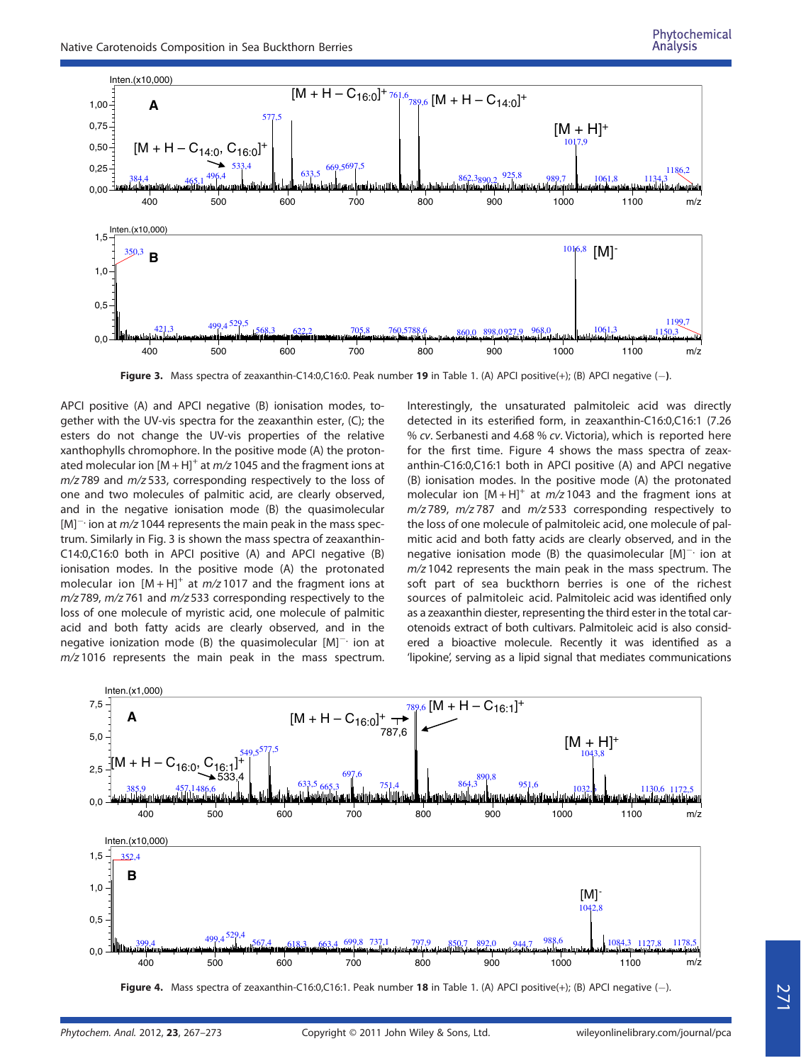Figure 3. Mass spectra of zeaxanthin-C14:0,C16:0. Peak number **19** in Table 1. (A) APCI positive(+); (B) APCI negative (−).

APCI positive (A) and APCI negative (B) ionisation modes, together with the UV-vis spectra for the zeaxanthin ester, (C); the esters do not change the UV-vis properties of the relative xanthophylls chromophore. In the positive mode (A) the protonated molecular ion $[M+H]^+$ at *m/z* 1045 and the fragment ions at *m/z* 789 and *m/z* 533, corresponding to the loss of one and two molecules of palmitic acid, are clearly observed, and in the negative ionisation mode (B) the quasimolecular $[M]^{-\cdot}$ ion at *m/z* 1044 represents the main peak in the mass spectrum. Similarly in Fig. 3 is shown the mass spectra of zeaxanthin-C14:0,C16:0 both in APCI positive (A) and APCI negative (B) ionisation modes. In the positive mode (A) the protonated molecular ion $[M+H]^+$ at *m/z* 1017 and the fragment ions at *m/z* 789, *m/z* 761 and *m/z* 533 corresponding respectively to the loss of one molecule of myristic acid, one molecule of palmitic acid and both fatty acids are clearly observed, and in the negative ionization mode (B) the quasimolecular $[M]^{-\cdot}$ ion at *m/z* 1016 represents the main peak in the mass spectrum.

Interestingly, the unsaturated palmitoleic acid was directly detected in its esterified form, in zeaxanthin-C16:0,C16:1 (7.26 % *cv*. Serbanesti and 4.68 % *cv*. Victoria), which is reported here for the first time. Figure 4 shows the mass spectra of zeaxanthin-C16:0,C16:1 both in APCI positive (A) and APCI negative (B) ionisation modes. In the positive mode (A) the protonated molecular ion $[M+H]^+$ at *m/z* 1043 and the fragment ions at *m/z* 789, *m/z* 787 and *m/z* 533 corresponding respectively to the loss of one molecule of palmitoleic acid, one molecule of palmitic acid and both fatty acids are clearly observed, and in the negative ionisation mode (B) the quasimolecular $[M]^{-\cdot}$ ion at *m/z* 1042 represents the main peak in the mass spectrum. The soft part of sea buckthorn berries is one of the richest sources of palmitoleic acid. Palmitoleic acid was identified only as a zeaxanthin diester, representing the third ester in the total carotenoids extract of both cultivars. Palmitoleic acid is also considered a bioactive molecule. Recently it was identified as a 'lipokine', serving as a lipid signal that mediates communications

Figure 4. Mass spectra of zeaxanthin-C16:0,C16:1. Peak number **18** in Table 1. (A) APCI positive(+); (B) APCI negative (−).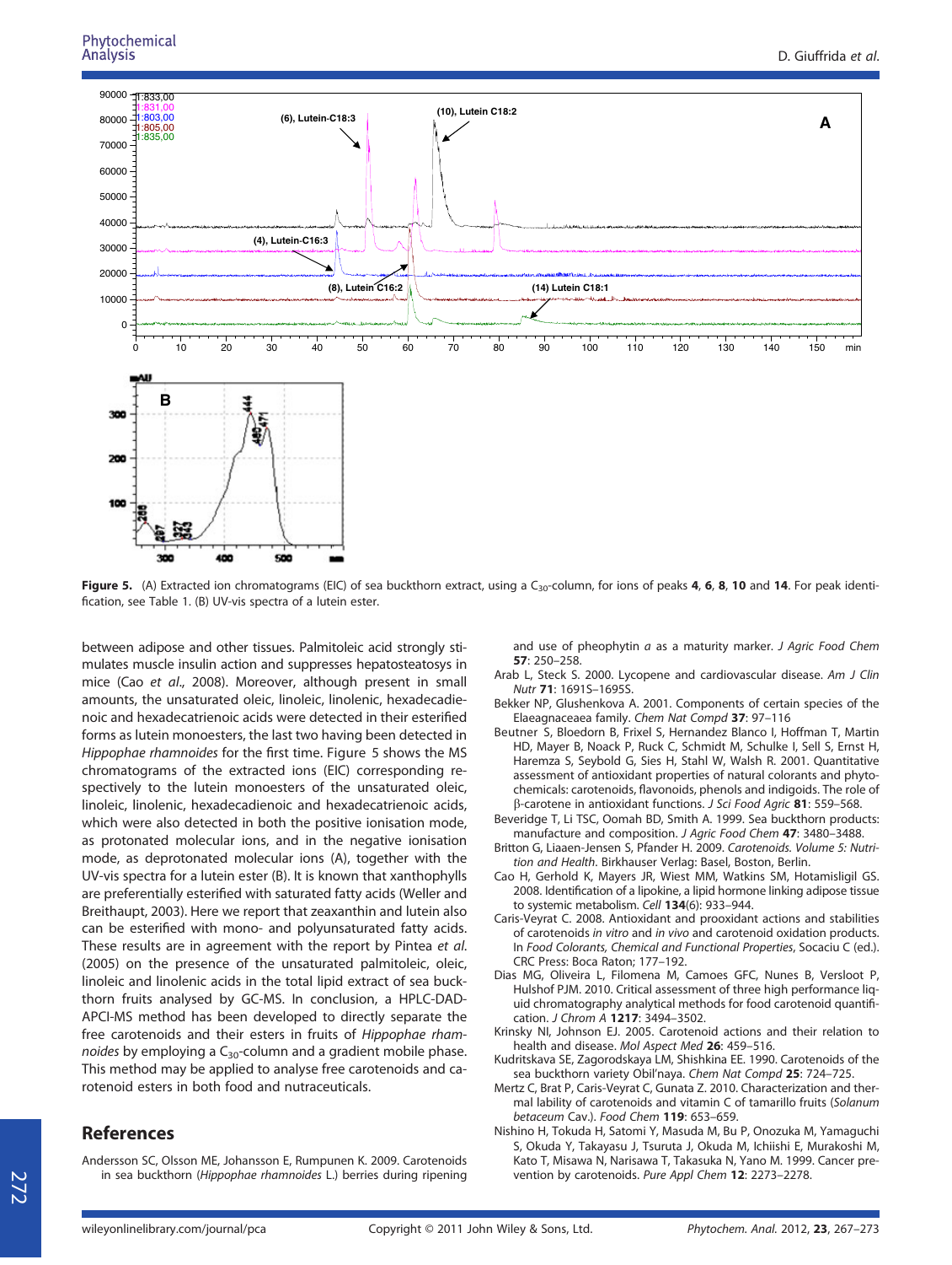**Figure 5.** (A) Extracted ion chromatograms (EIC) of sea buckthorn extract, using a $C_{30}$-column, for ions of peaks **4**, **6**, **8**, **10** and **14**. For peak identification, see Table 1. (B) UV-vis spectra of a lutein ester.

between adipose and other tissues. Palmitoleic acid strongly stimulates muscle insulin action and suppresses hepatosteatosys in mice (Cao *et al*., 2008). Moreover, although present in small amounts, the unsaturated oleic, linoleic, linolenic, hexadecadienoic and hexadecatrienoic acids were detected in their esterified forms as lutein monoesters, the last two having been detected in *Hippophae rhamnoides* for the first time. Figure 5 shows the MS chromatograms of the extracted ions (EIC) corresponding respectively to the lutein monoesters of the unsaturated oleic, linoleic, linolenic, hexadecadienoic and hexadecatrienoic acids, which were also detected in both the positive ionisation mode, as protonated molecular ions, and in the negative ionisation mode, as deprotonated molecular ions (A), together with the UV-vis spectra for a lutein ester (B). It is known that xanthophylls are preferentially esterified with saturated fatty acids (Weller and Breithaupt, 2003). Here we report that zeaxanthin and lutein also can be esterified with mono- and polyunsaturated fatty acids. These results are in agreement with the report by Pintea *et al*. (2005) on the presence of the unsaturated palmitoleic, oleic, linoleic and linolenic acids in the total lipid extract of sea buckthorn fruits analysed by GC-MS. In conclusion, a HPLC-DAD-APCI-MS method has been developed to directly separate the free carotenoids and their esters in fruits of *Hippophae rhamnoides* by employing a $C_{30}$-column and a gradient mobile phase. This method may be applied to analyse free carotenoids and carotenoid esters in both food and nutraceuticals.

## References

Andersson SC, Olsson ME, Johansson E, Rumpunen K. 2009. Carotenoids in sea buckthorn (*Hippophae rhamnoides* L.) berries during ripening and use of pheophytin *a* as a maturity marker. *J Agric Food Chem* **57**: 250–258.

Arab L, Steck S. 2000. Lycopene and cardiovascular disease. *Am J Clin Nutr* **71**: 1691S–1695S.

Bekker NP, Glushenkova A. 2001. Components of certain species of the Elaeagnaceaea family. *Chem Nat Compd* **37**: 97–116

Beutner S, Bloedorn B, Frixel S, Hernandez Blanco I, Hoffman T, Martin HD, Mayer B, Noack P, Ruck C, Schmidt M, Schulke I, Sell S, Ernst H, Haremza S, Seybold G, Sies H, Stahl W, Walsh R. 2001. Quantitative assessment of antioxidant properties of natural colorants and phytochemicals: carotenoids, flavonoids, phenols and indigoids. The role of β-carotene in antioxidant functions. *J Sci Food Agric* **81**: 559–568.

Beveridge T, Li TSC, Oomah BD, Smith A. 1999. Sea buckthorn products: manufacture and composition. *J Agric Food Chem* **47**: 3480–3488.

Britton G, Liaaen-Jensen S, Pfander H. 2009. *Carotenoids. Volume 5: Nutrition and Health*. Birkhauser Verlag: Basel, Boston, Berlin.

Cao H, Gerhold K, Mayers JR, Wiest MM, Watkins SM, Hotamisligil GS. 2008. Identification of a lipokine, a lipid hormone linking adipose tissue to systemic metabolism. *Cell* **134**(6): 933–944.

Caris-Veyrat C. 2008. Antioxidant and prooxidant actions and stabilities of carotenoids *in vitro* and *in vivo* and carotenoid oxidation products. In *Food Colorants, Chemical and Functional Properties*, Socaciu C (ed.). CRC Press: Boca Raton; 177–192.

Dias MG, Oliveira L, Filomena M, Camoes GFC, Nunes B, Versloot P, Hulshof PJM. 2010. Critical assessment of three high performance liquid chromatography analytical methods for food carotenoid quantification. *J Chrom A* **1217**: 3494–3502.

Krinsky NI, Johnson EJ. 2005. Carotenoid actions and their relation to health and disease. *Mol Aspect Med* **26**: 459–516.

Kudritskava SE, Zagorodskaya LM, Shishkina EE. 1990. Carotenoids of the sea buckthorn variety Obil'naya. *Chem Nat Compd* **25**: 724–725.

Mertz C, Brat P, Caris-Veyrat C, Gunata Z. 2010. Characterization and thermal lability of carotenoids and vitamin C of tamarillo fruits (*Solanum betaceum* Cav.). *Food Chem* **119**: 653–659.

Nishino H, Tokuda H, Satomi Y, Masuda M, Bu P, Onozuka M, Yamaguchi S, Okuda Y, Takayasu J, Tsuruta J, Okuda M, Ichiishi E, Murakoshi M, Kato T, Misawa N, Narisawa T, Takasuka N, Yano M. 1999. Cancer prevention by carotenoids. *Pure Appl Chem* **12**: 2273–2278.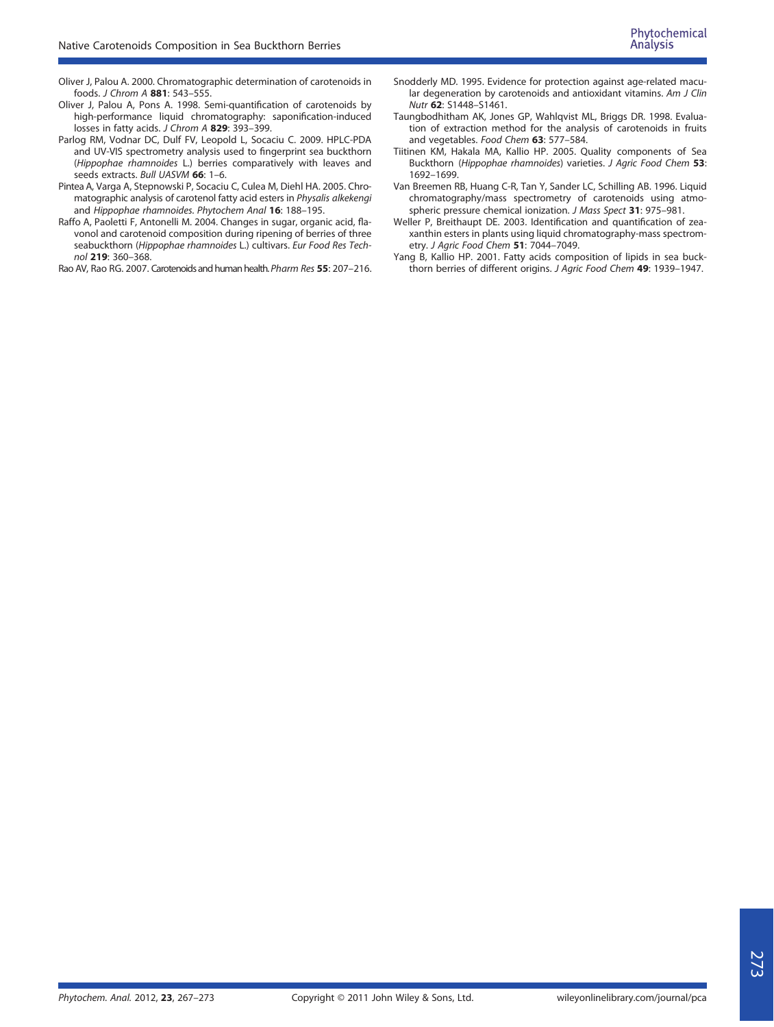Oliver J, Palou A. 2000. Chromatographic determination of carotenoids in foods. *J Chrom A* **881**: 543–555.

Oliver J, Palou A, Pons A. 1998. Semi-quantification of carotenoids by high-performance liquid chromatography: saponification-induced losses in fatty acids. *J Chrom A* **829**: 393–399.

Parlog RM, Vodnar DC, Dulf FV, Leopold L, Socaciu C. 2009. HPLC-PDA and UV-VIS spectrometry analysis used to fingerprint sea buckthorn (*Hippophae rhamnoides* L.) berries comparatively with leaves and seeds extracts. *Bull UASVM* **66**: 1–6.

Pintea A, Varga A, Stepnowski P, Socaciu C, Culea M, Diehl HA. 2005. Chromatographic analysis of carotenol fatty acid esters in *Physalis alkekengi* and *Hippophae rhamnoides*. *Phytochem Anal* **16**: 188–195.

Raffo A, Paoletti F, Antonelli M. 2004. Changes in sugar, organic acid, flavonol and carotenoid composition during ripening of berries of three seabuckthorn (*Hippophae rhamnoides* L.) cultivars. *Eur Food Res Technol* **219**: 360–368.

Rao AV, Rao RG. 2007. Carotenoids and human health. *Pharm Res* **55**: 207–216.

Snodderly MD. 1995. Evidence for protection against age-related macular degeneration by carotenoids and antioxidant vitamins. *Am J Clin Nutr* **62**: S1448–S1461.

Taungbodhitham AK, Jones GP, Wahlqvist ML, Briggs DR. 1998. Evaluation of extraction method for the analysis of carotenoids in fruits and vegetables. *Food Chem* **63**: 577–584.

Tiitinen KM, Hakala MA, Kallio HP. 2005. Quality components of Sea Buckthorn (*Hippophae rhamnoides*) varieties. *J Agric Food Chem* **53**: 1692–1699.

Van Breemen RB, Huang C-R, Tan Y, Sander LC, Schilling AB. 1996. Liquid chromatography/mass spectrometry of carotenoids using atmospheric pressure chemical ionization. *J Mass Spect* **31**: 975–981.

Weller P, Breithaupt DE. 2003. Identification and quantification of zeaxanthin esters in plants using liquid chromatography-mass spectrometry. *J Agric Food Chem* **51**: 7044–7049.

Yang B, Kallio HP. 2001. Fatty acids composition of lipids in sea buckthorn berries of different origins. *J Agric Food Chem* **49**: 1939–1947.